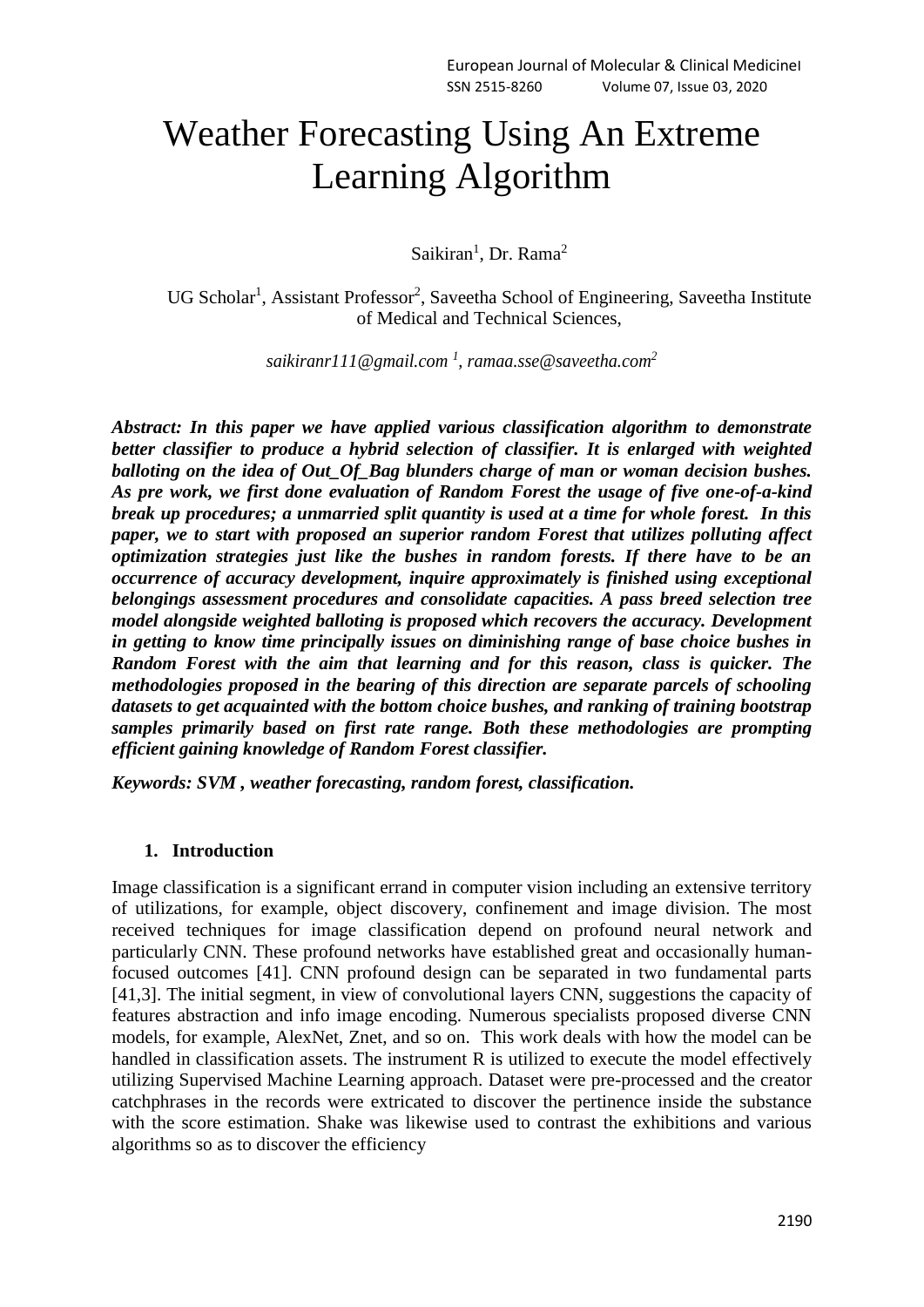# Weather Forecasting Using An Extreme Learning Algorithm

Saikiran[1], Dr. Rama[2]

UG Scholar[1], Assistant Professor[2], Saveetha School of Engineering, Saveetha Institute of Medical and Technical Sciences,

*saikiranr111@gmail.com [1], ramaa.sse@saveetha.com[2]*

***Abstract: In this paper we have applied various classification algorithm to demonstrate better classifier to produce a hybrid selection of classifier. It is enlarged with weighted balloting on the idea of Out_Of_Bag blunders charge of man or woman decision bushes. As pre work, we first done evaluation of Random Forest the usage of five one-of-a-kind break up procedures; a unmarried split quantity is used at a time for whole forest. In this paper, we to start with proposed an superior random Forest that utilizes polluting affect optimization strategies just like the bushes in random forests. If there have to be an occurrence of accuracy development, inquire approximately is finished using exceptional belongings assessment procedures and consolidate capacities. A pass breed selection tree model alongside weighted balloting is proposed which recovers the accuracy. Development in getting to know time principally issues on diminishing range of base choice bushes in Random Forest with the aim that learning and for this reason, class is quicker. The methodologies proposed in the bearing of this direction are separate parcels of schooling datasets to get acquainted with the bottom choice bushes, and ranking of training bootstrap samples primarily based on first rate range. Both these methodologies are prompting efficient gaining knowledge of Random Forest classifier.***

***Keywords: SVM , weather forecasting, random forest, classification.***

## 1. Introduction

Image classification is a significant errand in computer vision including an extensive territory of utilizations, for example, object discovery, confinement and image division. The most received techniques for image classification depend on profound neural network and particularly CNN. These profound networks have established great and occasionally human-focused outcomes [41]. CNN profound design can be separated in two fundamental parts [41,3]. The initial segment, in view of convolutional layers CNN, suggestions the capacity of features abstraction and info image encoding. Numerous specialists proposed diverse CNN models, for example, AlexNet, Znet, and so on. This work deals with how the model can be handled in classification assets. The instrument R is utilized to execute the model effectively utilizing Supervised Machine Learning approach. Dataset were pre-processed and the creator catchphrases in the records were extricated to discover the pertinence inside the substance with the score estimation. Shake was likewise used to contrast the exhibitions and various algorithms so as to discover the efficiency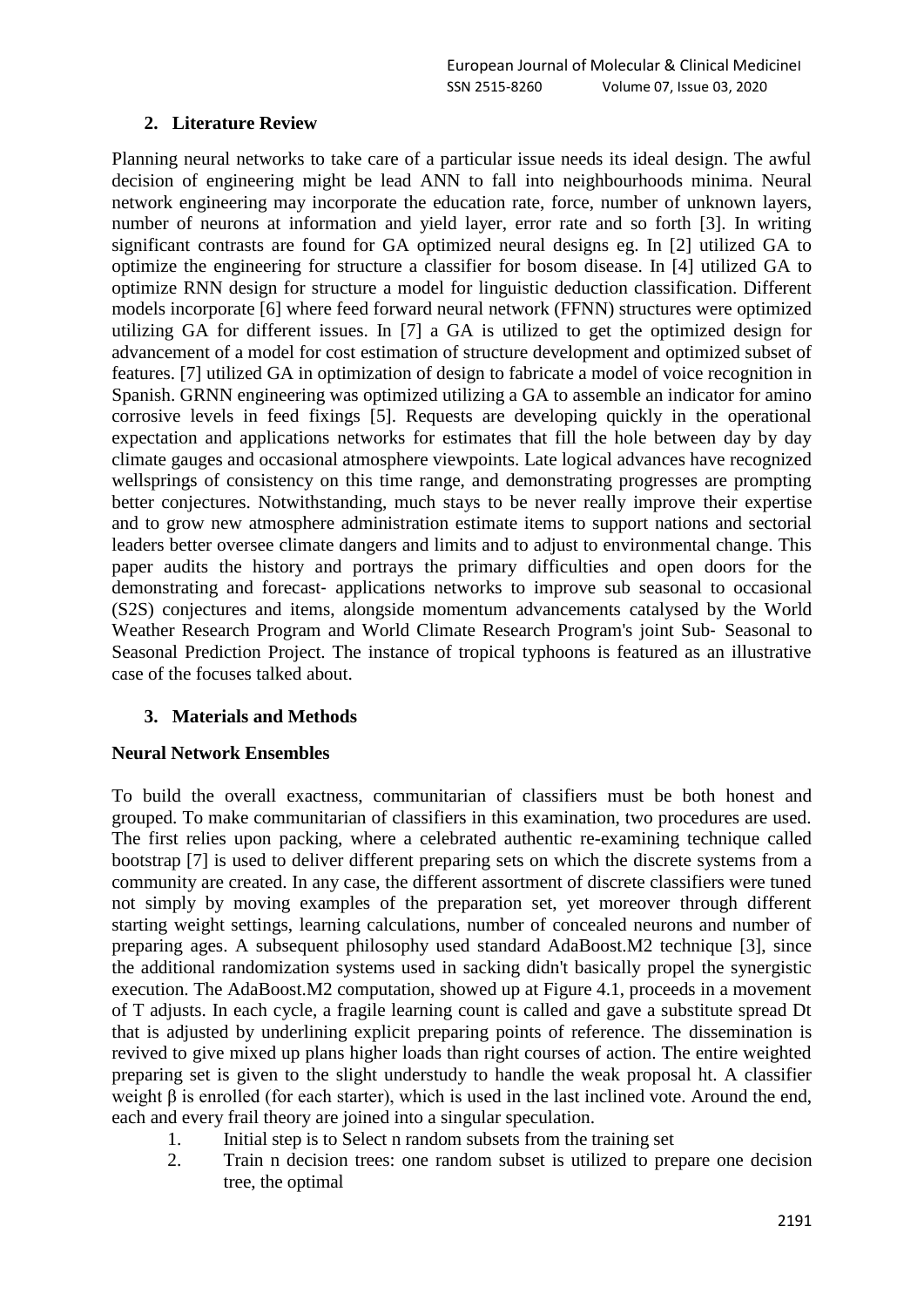## 2. Literature Review

Planning neural networks to take care of a particular issue needs its ideal design. The awful decision of engineering might be lead ANN to fall into neighbourhoods minima. Neural network engineering may incorporate the education rate, force, number of unknown layers, number of neurons at information and yield layer, error rate and so forth [3]. In writing significant contrasts are found for GA optimized neural designs eg. In [2] utilized GA to optimize the engineering for structure a classifier for bosom disease. In [4] utilized GA to optimize RNN design for structure a model for linguistic deduction classification. Different models incorporate [6] where feed forward neural network (FFNN) structures were optimized utilizing GA for different issues. In [7] a GA is utilized to get the optimized design for advancement of a model for cost estimation of structure development and optimized subset of features. [7] utilized GA in optimization of design to fabricate a model of voice recognition in Spanish. GRNN engineering was optimized utilizing a GA to assemble an indicator for amino corrosive levels in feed fixings [5]. Requests are developing quickly in the operational expectation and applications networks for estimates that fill the hole between day by day climate gauges and occasional atmosphere viewpoints. Late logical advances have recognized wellsprings of consistency on this time range, and demonstrating progresses are prompting better conjectures. Notwithstanding, much stays to be never really improve their expertise and to grow new atmosphere administration estimate items to support nations and sectorial leaders better oversee climate dangers and limits and to adjust to environmental change. This paper audits the history and portrays the primary difficulties and open doors for the demonstrating and forecast- applications networks to improve sub seasonal to occasional (S2S) conjectures and items, alongside momentum advancements catalysed by the World Weather Research Program and World Climate Research Program's joint Sub- Seasonal to Seasonal Prediction Project. The instance of tropical typhoons is featured as an illustrative case of the focuses talked about.

## 3. Materials and Methods

### Neural Network Ensembles

To build the overall exactness, communitarian of classifiers must be both honest and grouped. To make communitarian of classifiers in this examination, two procedures are used. The first relies upon packing, where a celebrated authentic re-examining technique called bootstrap [7] is used to deliver different preparing sets on which the discrete systems from a community are created. In any case, the different assortment of discrete classifiers were tuned not simply by moving examples of the preparation set, yet moreover through different starting weight settings, learning calculations, number of concealed neurons and number of preparing ages. A subsequent philosophy used standard AdaBoost.M2 technique [3], since the additional randomization systems used in sacking didn't basically propel the synergistic execution. The AdaBoost.M2 computation, showed up at Figure 4.1, proceeds in a movement of T adjusts. In each cycle, a fragile learning count is called and gave a substitute spread $D_t$ that is adjusted by underlining explicit preparing points of reference. The dissemination is revived to give mixed up plans higher loads than right courses of action. The entire weighted preparing set is given to the slight understudy to handle the weak proposal $h_t$. A classifier weight $\beta$ is enrolled (for each starter), which is used in the last inclined vote. Around the end, each and every frail theory are joined into a singular speculation.

1. Initial step is to Select n random subsets from the training set
2. Train n decision trees: one random subset is utilized to prepare one decision tree, the optimal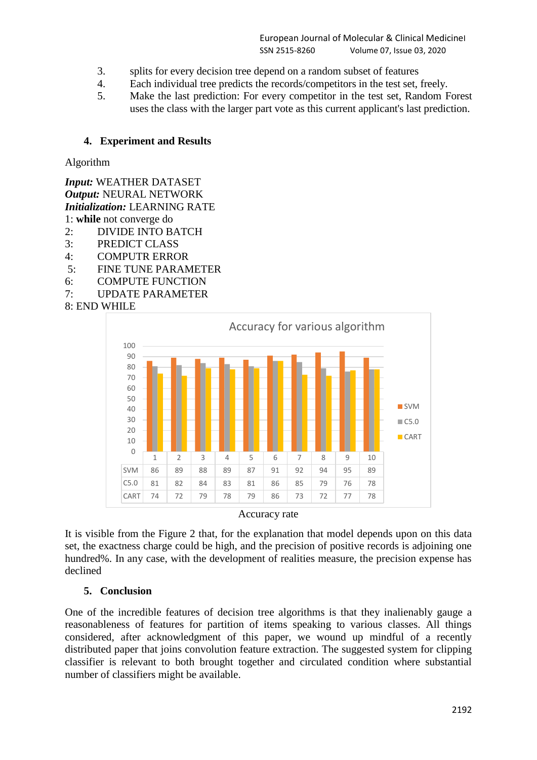3. splits for every decision tree depend on a random subset of features
4. Each individual tree predicts the records/competitors in the test set, freely.
5. Make the last prediction: For every competitor in the test set, Random Forest uses the class with the larger part vote as this current applicant's last prediction.

## 4. Experiment and Results

Algorithm

***Input:*** WEATHER DATASET
***Output:*** NEURAL NETWORK
***Initialization:*** LEARNING RATE
1: **while** not converge do
2: DIVIDE INTO BATCH
3: PREDICT CLASS
4: COMPUTR ERROR
5: FINE TUNE PARAMETER
6: COMPUTE FUNCTION
7: UPDATE PARAMETER
8: END WHILE

Accuracy for various algorithm

| | 1 | 2 | 3 | 4 | 5 | 6 | 7 | 8 | 9 | 10 |
|---|---|---|---|---|---|---|---|---|---|---|
| SVM | 86 | 89 | 88 | 89 | 87 | 91 | 92 | 94 | 95 | 89 |
| C5.0 | 81 | 82 | 84 | 83 | 81 | 86 | 85 | 79 | 76 | 78 |
| CART | 74 | 72 | 79 | 78 | 79 | 86 | 73 | 72 | 77 | 78 |

Accuracy rate

It is visible from the Figure 2 that, for the explanation that model depends upon on this data set, the exactness charge could be high, and the precision of positive records is adjoining one hundred%. In any case, with the development of realities measure, the precision expense has declined

## 5. Conclusion

One of the incredible features of decision tree algorithms is that they inalienably gauge a reasonableness of features for partition of items speaking to various classes. All things considered, after acknowledgment of this paper, we wound up mindful of a recently distributed paper that joins convolution feature extraction. The suggested system for clipping classifier is relevant to both brought together and circulated condition where substantial number of classifiers might be available.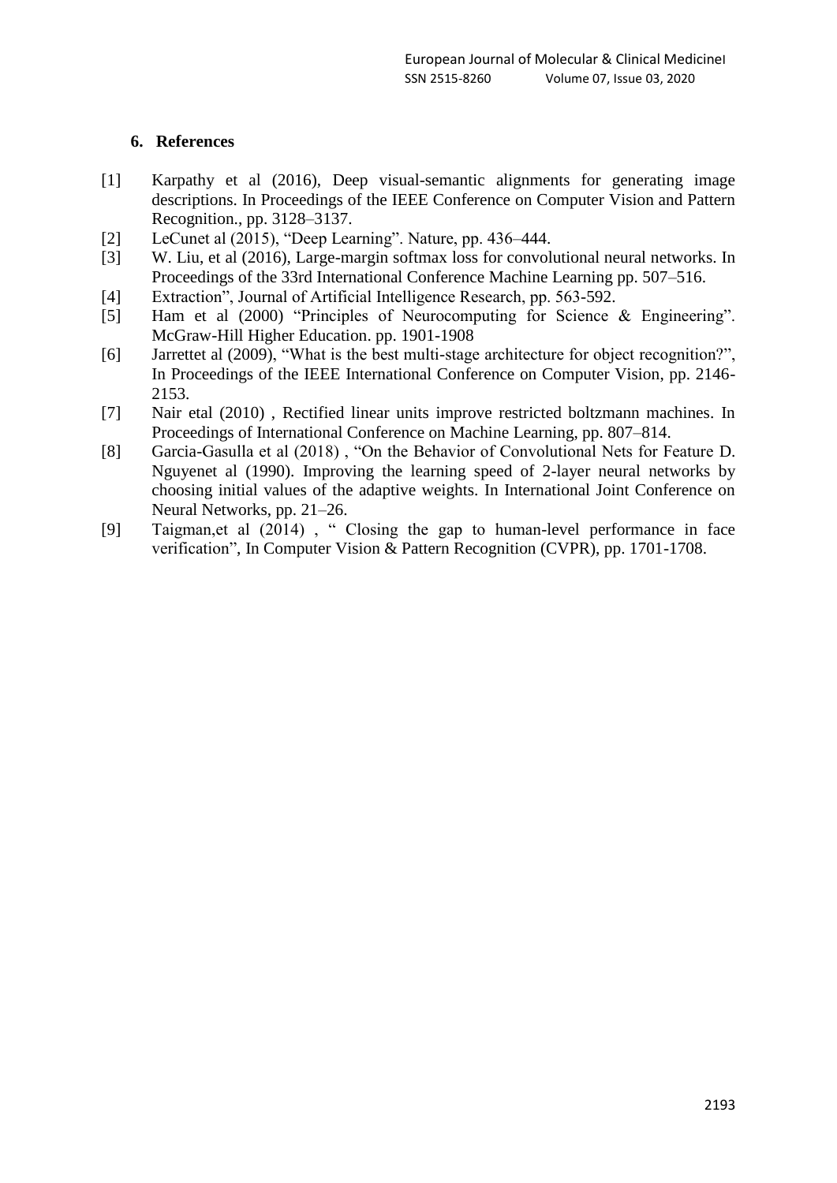## 6. References

[1] Karpathy et al (2016), Deep visual-semantic alignments for generating image descriptions. In Proceedings of the IEEE Conference on Computer Vision and Pattern Recognition., pp. 3128–3137.

[2] LeCunet al (2015), "Deep Learning". Nature, pp. 436–444.

[3] W. Liu, et al (2016), Large-margin softmax loss for convolutional neural networks. In Proceedings of the 33rd International Conference Machine Learning pp. 507–516.

[4] Extraction", Journal of Artificial Intelligence Research, pp. 563-592.

[5] Ham et al (2000) "Principles of Neurocomputing for Science & Engineering". McGraw-Hill Higher Education. pp. 1901-1908

[6] Jarrettet al (2009), "What is the best multi-stage architecture for object recognition?", In Proceedings of the IEEE International Conference on Computer Vision, pp. 2146-2153.

[7] Nair etal (2010) , Rectified linear units improve restricted boltzmann machines. In Proceedings of International Conference on Machine Learning, pp. 807–814.

[8] Garcia-Gasulla et al (2018) , "On the Behavior of Convolutional Nets for Feature D. Nguyenet al (1990). Improving the learning speed of 2-layer neural networks by choosing initial values of the adaptive weights. In International Joint Conference on Neural Networks, pp. 21–26.

[9] Taigman,et al (2014) , " Closing the gap to human-level performance in face verification", In Computer Vision & Pattern Recognition (CVPR), pp. 1701-1708.